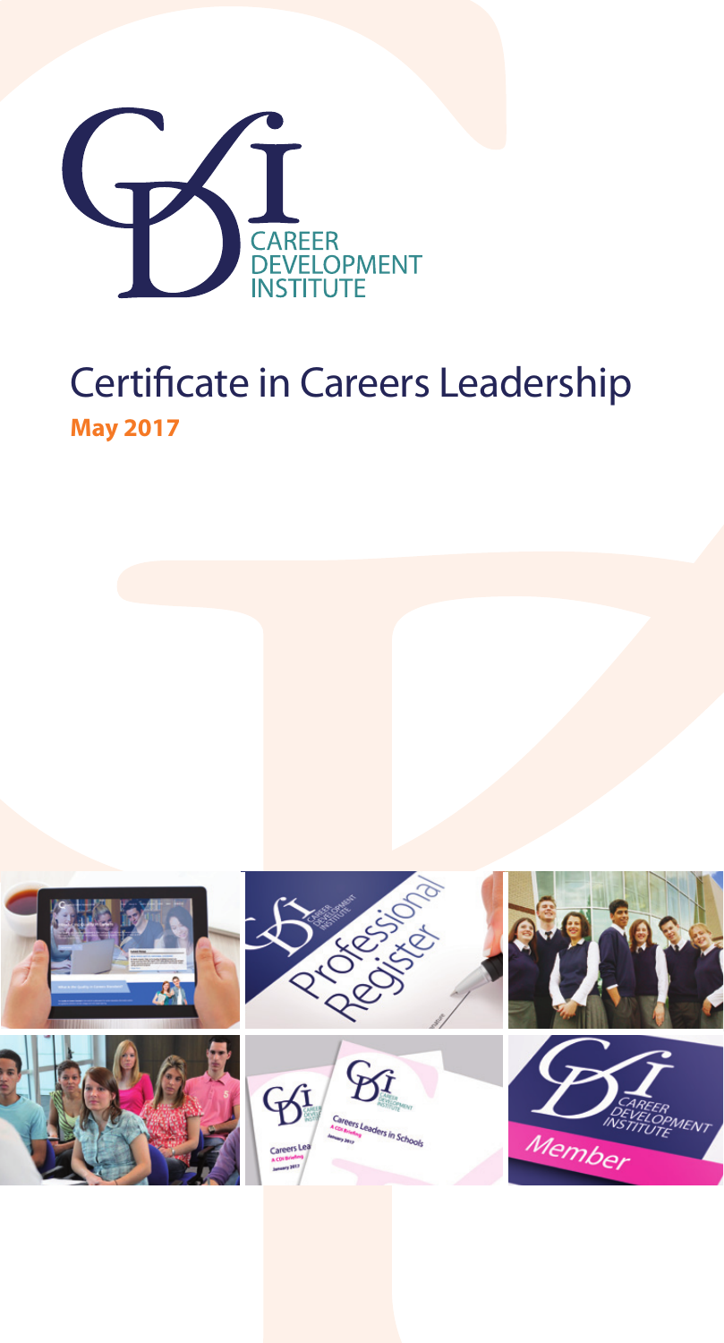CAREER DEVELOPMENT INSTITUTE

# Certificate in Careers Leadership

**May 2017**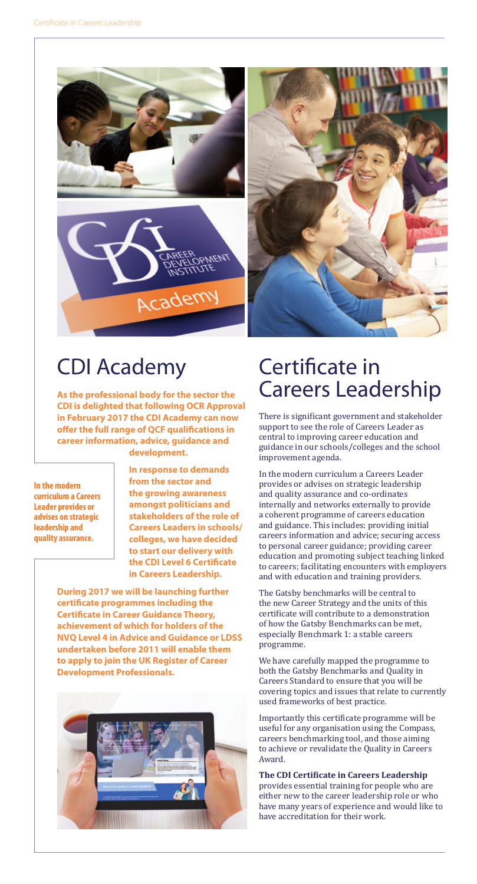## CDI Academy

**As the professional body for the sector the CDI is delighted that following OCR Approval in February 2017 the CDI Academy can now offer the full range of QCF qualifications in career information, advice, guidance and development.**

**In the modern curriculum a Careers Leader provides or advises on strategic leadership and quality assurance.**

**In response to demands from the sector and the growing awareness amongst politicians and stakeholders of the role of Careers Leaders in schools/colleges, we have decided to start our delivery with the CDI Level 6 Certificate in Careers Leadership.**

**During 2017 we will be launching further certificate programmes including the Certificate in Career Guidance Theory, achievement of which for holders of the NVQ Level 4 in Advice and Guidance or LDSS undertaken before 2011 will enable them to apply to join the UK Register of Career Development Professionals.**

## Certificate in Careers Leadership

There is significant government and stakeholder support to see the role of Careers Leader as central to improving career education and guidance in our schools/colleges and the school improvement agenda.

In the modern curriculum a Careers Leader provides or advises on strategic leadership and quality assurance and co-ordinates internally and networks externally to provide a coherent programme of careers education and guidance. This includes: providing initial careers information and advice; securing access to personal career guidance; providing career education and promoting subject teaching linked to careers; facilitating encounters with employers and with education and training providers.

The Gatsby benchmarks will be central to the new Career Strategy and the units of this certificate will contribute to a demonstration of how the Gatsby Benchmarks can be met, especially Benchmark 1: a stable careers programme.

We have carefully mapped the programme to both the Gatsby Benchmarks and Quality in Careers Standard to ensure that you will be covering topics and issues that relate to currently used frameworks of best practice.

Importantly this certificate programme will be useful for any organisation using the Compass, careers benchmarking tool, and those aiming to achieve or revalidate the Quality in Careers Award.

**The CDI Certificate in Careers Leadership** provides essential training for people who are either new to the career leadership role or who have many years of experience and would like to have accreditation for their work.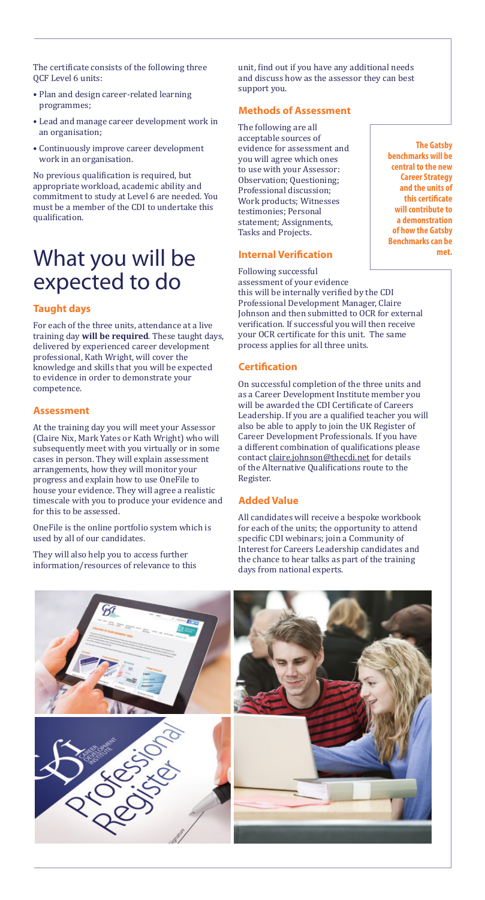The certificate consists of the following three QCF Level 6 units:

- Plan and design career-related learning programmes;
- Lead and manage career development work in an organisation;
- Continuously improve career development work in an organisation.

No previous qualification is required, but appropriate workload, academic ability and commitment to study at Level 6 are needed. You must be a member of the CDI to undertake this qualification.

# What you will be expected to do

### Taught days

For each of the three units, attendance at a live training day **will be required**. These taught days, delivered by experienced career development professional, Kath Wright, will cover the knowledge and skills that you will be expected to evidence in order to demonstrate your competence.

### Assessment

At the training day you will meet your Assessor (Claire Nix, Mark Yates or Kath Wright) who will subsequently meet with you virtually or in some cases in person. They will explain assessment arrangements, how they will monitor your progress and explain how to use OneFile to house your evidence. They will agree a realistic timescale with you to produce your evidence and for this to be assessed.

OneFile is the online portfolio system which is used by all of our candidates.

They will also help you to access further information/resources of relevance to this unit, find out if you have any additional needs and discuss how as the assessor they can best support you.

### Methods of Assessment

The following are all acceptable sources of evidence for assessment and you will agree which ones to use with your Assessor: Observation; Questioning; Professional discussion; Work products; Witnesses testimonies; Personal statement; Assignments, Tasks and Projects.

**The Gatsby benchmarks will be central to the new Career Strategy and the units of this certificate will contribute to a demonstration of how the Gatsby Benchmarks can be met.**

### Internal Verification

Following successful assessment of your evidence this will be internally verified by the CDI Professional Development Manager, Claire Johnson and then submitted to OCR for external verification. If successful you will then receive your OCR certificate for this unit. The same process applies for all three units.

### Certification

On successful completion of the three units and as a Career Development Institute member you will be awarded the CDI Certificate of Careers Leadership. If you are a qualified teacher you will also be able to apply to join the UK Register of Career Development Professionals. If you have a different combination of qualifications please contact claire.johnson@thecdi.net for details of the Alternative Qualifications route to the Register.

### Added Value

All candidates will receive a bespoke workbook for each of the units; the opportunity to attend specific CDI webinars; join a Community of Interest for Careers Leadership candidates and the chance to hear talks as part of the training days from national experts.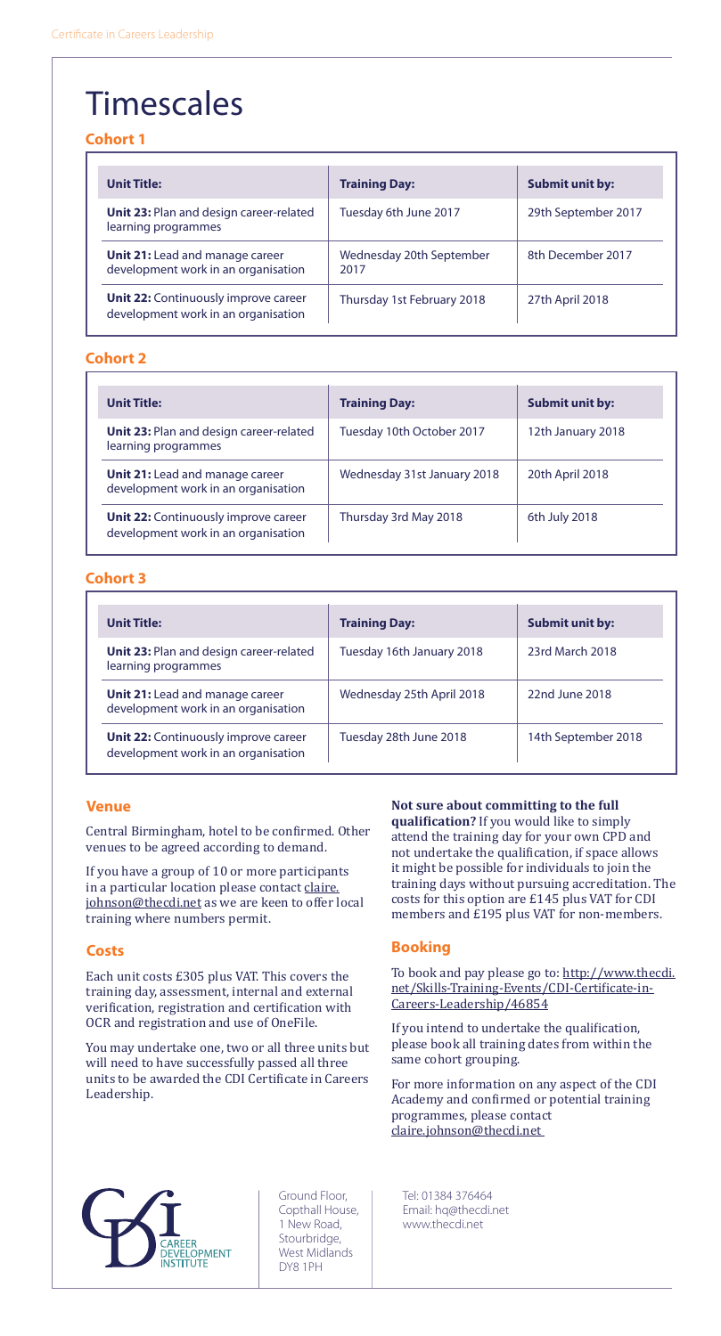# Timescales

### Cohort 1

| Unit Title: | Training Day: | Submit unit by: |
|---|---|---|
| **Unit 23:** Plan and design career-related learning programmes | Tuesday 6th June 2017 | 29th September 2017 |
| **Unit 21:** Lead and manage career development work in an organisation | Wednesday 20th September 2017 | 8th December 2017 |
| **Unit 22:** Continuously improve career development work in an organisation | Thursday 1st February 2018 | 27th April 2018 |

### Cohort 2

| Unit Title: | Training Day: | Submit unit by: |
|---|---|---|
| **Unit 23:** Plan and design career-related learning programmes | Tuesday 10th October 2017 | 12th January 2018 |
| **Unit 21:** Lead and manage career development work in an organisation | Wednesday 31st January 2018 | 20th April 2018 |
| **Unit 22:** Continuously improve career development work in an organisation | Thursday 3rd May 2018 | 6th July 2018 |

### Cohort 3

| Unit Title: | Training Day: | Submit unit by: |
|---|---|---|
| **Unit 23:** Plan and design career-related learning programmes | Tuesday 16th January 2018 | 23rd March 2018 |
| **Unit 21:** Lead and manage career development work in an organisation | Wednesday 25th April 2018 | 22nd June 2018 |
| **Unit 22:** Continuously improve career development work in an organisation | Tuesday 28th June 2018 | 14th September 2018 |

### Venue

Central Birmingham, hotel to be confirmed. Other venues to be agreed according to demand.

If you have a group of 10 or more participants in a particular location please contact claire.johnson@thecdi.net as we are keen to offer local training where numbers permit.

### Costs

Each unit costs £305 plus VAT. This covers the training day, assessment, internal and external verification, registration and certification with OCR and registration and use of OneFile.

You may undertake one, two or all three units but will need to have successfully passed all three units to be awarded the CDI Certificate in Careers Leadership.

**Not sure about committing to the full qualification?** If you would like to simply attend the training day for your own CPD and not undertake the qualification, if space allows it might be possible for individuals to join the training days without pursuing accreditation. The costs for this option are £145 plus VAT for CDI members and £195 plus VAT for non-members.

### Booking

To book and pay please go to: http://www.thecdi.net/Skills-Training-Events/CDI-Certificate-in-Careers-Leadership/46854

If you intend to undertake the qualification, please book all training dates from within the same cohort grouping.

For more information on any aspect of the CDI Academy and confirmed or potential training programmes, please contact claire.johnson@thecdi.net

CAREER DEVELOPMENT INSTITUTE

Ground Floor,
Copthall House,
1 New Road,
Stourbridge,
West Midlands
DY8 1PH

Tel: 01384 376464
Email: hq@thecdi.net
www.thecdi.net